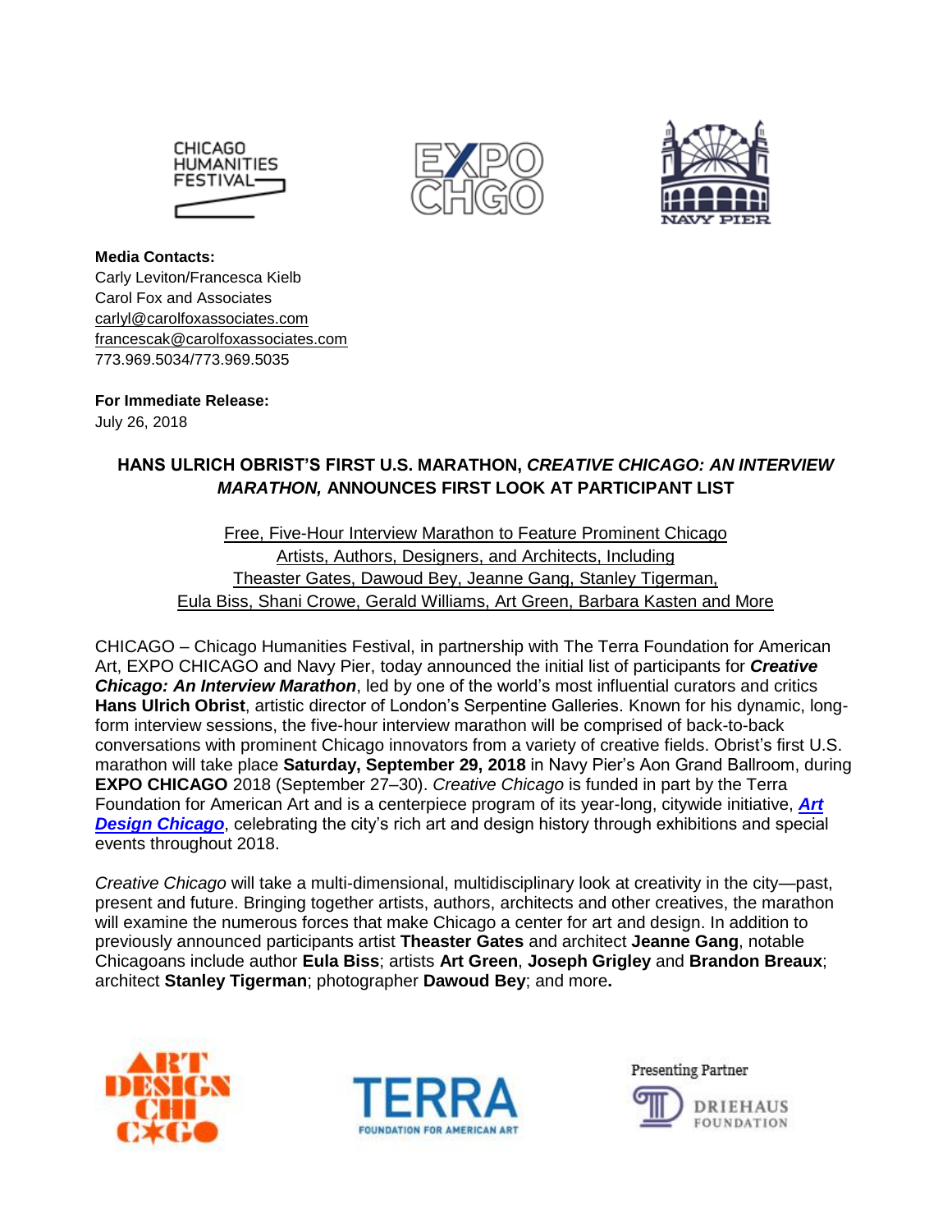**Media Contacts:**
Carly Leviton/Francesca Kielb
Carol Fox and Associates
carlyl@carolfoxassociates.com
francescak@carolfoxassociates.com
773.969.5034/773.969.5035

**For Immediate Release:**
July 26, 2018

## HANS ULRICH OBRIST'S FIRST U.S. MARATHON, *CREATIVE CHICAGO: AN INTERVIEW MARATHON,* ANNOUNCES FIRST LOOK AT PARTICIPANT LIST

Free, Five-Hour Interview Marathon to Feature Prominent Chicago Artists, Authors, Designers, and Architects, Including Theaster Gates, Dawoud Bey, Jeanne Gang, Stanley Tigerman, Eula Biss, Shani Crowe, Gerald Williams, Art Green, Barbara Kasten and More

CHICAGO – Chicago Humanities Festival, in partnership with The Terra Foundation for American Art, EXPO CHICAGO and Navy Pier, today announced the initial list of participants for ***Creative Chicago: An Interview Marathon***, led by one of the world's most influential curators and critics **Hans Ulrich Obrist**, artistic director of London's Serpentine Galleries. Known for his dynamic, long-form interview sessions, the five-hour interview marathon will be comprised of back-to-back conversations with prominent Chicago innovators from a variety of creative fields. Obrist's first U.S. marathon will take place **Saturday, September 29, 2018** in Navy Pier's Aon Grand Ballroom, during **EXPO CHICAGO** 2018 (September 27–30). *Creative Chicago* is funded in part by the Terra Foundation for American Art and is a centerpiece program of its year-long, citywide initiative, ***Art Design Chicago***, celebrating the city's rich art and design history through exhibitions and special events throughout 2018.

*Creative Chicago* will take a multi-dimensional, multidisciplinary look at creativity in the city—past, present and future. Bringing together artists, authors, architects and other creatives, the marathon will examine the numerous forces that make Chicago a center for art and design. In addition to previously announced participants artist **Theaster Gates** and architect **Jeanne Gang**, notable Chicagoans include author **Eula Biss**; artists **Art Green**, **Joseph Grigley** and **Brandon Breaux**; architect **Stanley Tigerman**; photographer **Dawoud Bey**; and more**.**

Presenting Partner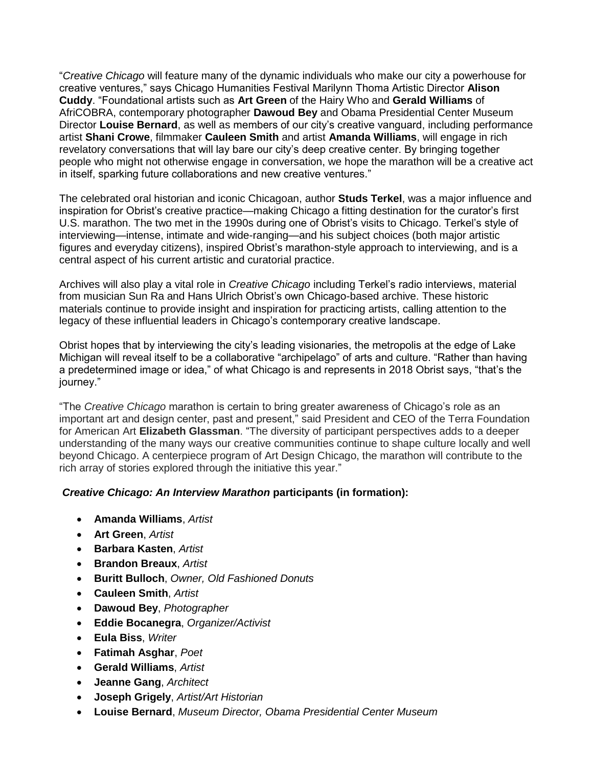"*Creative Chicago* will feature many of the dynamic individuals who make our city a powerhouse for creative ventures," says Chicago Humanities Festival Marilynn Thoma Artistic Director **Alison Cuddy**. "Foundational artists such as **Art Green** of the Hairy Who and **Gerald Williams** of AfriCOBRA, contemporary photographer **Dawoud Bey** and Obama Presidential Center Museum Director **Louise Bernard**, as well as members of our city's creative vanguard, including performance artist **Shani Crowe**, filmmaker **Cauleen Smith** and artist **Amanda Williams**, will engage in rich revelatory conversations that will lay bare our city's deep creative center. By bringing together people who might not otherwise engage in conversation, we hope the marathon will be a creative act in itself, sparking future collaborations and new creative ventures."

The celebrated oral historian and iconic Chicagoan, author **Studs Terkel**, was a major influence and inspiration for Obrist's creative practice—making Chicago a fitting destination for the curator's first U.S. marathon. The two met in the 1990s during one of Obrist's visits to Chicago. Terkel's style of interviewing—intense, intimate and wide-ranging—and his subject choices (both major artistic figures and everyday citizens), inspired Obrist's marathon-style approach to interviewing, and is a central aspect of his current artistic and curatorial practice.

Archives will also play a vital role in *Creative Chicago* including Terkel's radio interviews, material from musician Sun Ra and Hans Ulrich Obrist's own Chicago-based archive. These historic materials continue to provide insight and inspiration for practicing artists, calling attention to the legacy of these influential leaders in Chicago's contemporary creative landscape.

Obrist hopes that by interviewing the city's leading visionaries, the metropolis at the edge of Lake Michigan will reveal itself to be a collaborative "archipelago" of arts and culture. "Rather than having a predetermined image or idea," of what Chicago is and represents in 2018 Obrist says, "that's the journey."

"The *Creative Chicago* marathon is certain to bring greater awareness of Chicago's role as an important art and design center, past and present," said President and CEO of the Terra Foundation for American Art **Elizabeth Glassman**. "The diversity of participant perspectives adds to a deeper understanding of the many ways our creative communities continue to shape culture locally and well beyond Chicago. A centerpiece program of Art Design Chicago, the marathon will contribute to the rich array of stories explored through the initiative this year."

***Creative Chicago: An Interview Marathon*** **participants (in formation):**

- **Amanda Williams**, *Artist*
- **Art Green**, *Artist*
- **Barbara Kasten**, *Artist*
- **Brandon Breaux**, *Artist*
- **Buritt Bulloch**, *Owner, Old Fashioned Donuts*
- **Cauleen Smith**, *Artist*
- **Dawoud Bey**, *Photographer*
- **Eddie Bocanegra**, *Organizer/Activist*
- **Eula Biss**, *Writer*
- **Fatimah Asghar**, *Poet*
- **Gerald Williams**, *Artist*
- **Jeanne Gang**, *Architect*
- **Joseph Grigely**, *Artist/Art Historian*
- **Louise Bernard**, *Museum Director, Obama Presidential Center Museum*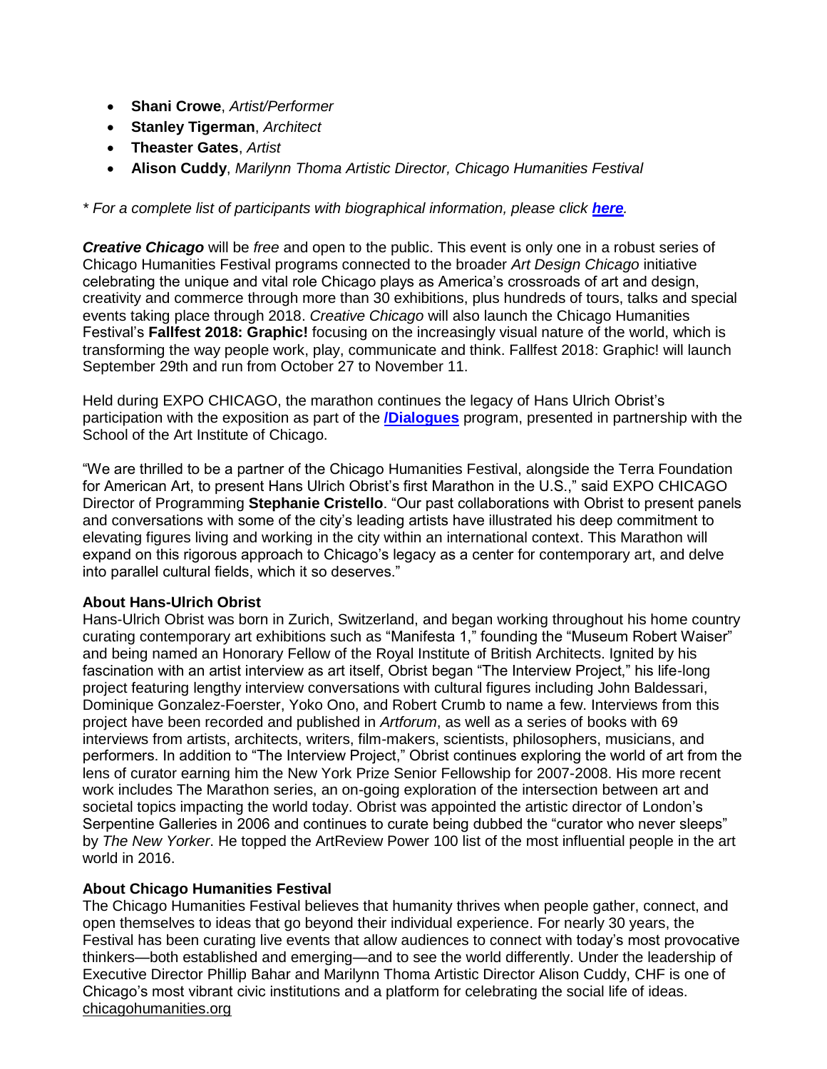- **Shani Crowe**, *Artist/Performer*
- **Stanley Tigerman**, *Architect*
- **Theaster Gates**, *Artist*
- **Alison Cuddy**, *Marilynn Thoma Artistic Director, Chicago Humanities Festival*

*\* For a complete list of participants with biographical information, please click* ***here****.*

***Creative Chicago*** will be *free* and open to the public. This event is only one in a robust series of Chicago Humanities Festival programs connected to the broader *Art Design Chicago* initiative celebrating the unique and vital role Chicago plays as America's crossroads of art and design, creativity and commerce through more than 30 exhibitions, plus hundreds of tours, talks and special events taking place through 2018. *Creative Chicago* will also launch the Chicago Humanities Festival's **Fallfest 2018: Graphic!** focusing on the increasingly visual nature of the world, which is transforming the way people work, play, communicate and think. Fallfest 2018: Graphic! will launch September 29th and run from October 27 to November 11.

Held during EXPO CHICAGO, the marathon continues the legacy of Hans Ulrich Obrist's participation with the exposition as part of the **/Dialogues** program, presented in partnership with the School of the Art Institute of Chicago.

"We are thrilled to be a partner of the Chicago Humanities Festival, alongside the Terra Foundation for American Art, to present Hans Ulrich Obrist's first Marathon in the U.S.," said EXPO CHICAGO Director of Programming **Stephanie Cristello**. "Our past collaborations with Obrist to present panels and conversations with some of the city's leading artists have illustrated his deep commitment to elevating figures living and working in the city within an international context. This Marathon will expand on this rigorous approach to Chicago's legacy as a center for contemporary art, and delve into parallel cultural fields, which it so deserves."

**About Hans-Ulrich Obrist**

Hans-Ulrich Obrist was born in Zurich, Switzerland, and began working throughout his home country curating contemporary art exhibitions such as "Manifesta 1," founding the "Museum Robert Waiser" and being named an Honorary Fellow of the Royal Institute of British Architects. Ignited by his fascination with an artist interview as art itself, Obrist began "The Interview Project," his life-long project featuring lengthy interview conversations with cultural figures including John Baldessari, Dominique Gonzalez-Foerster, Yoko Ono, and Robert Crumb to name a few. Interviews from this project have been recorded and published in *Artforum*, as well as a series of books with 69 interviews from artists, architects, writers, film-makers, scientists, philosophers, musicians, and performers. In addition to "The Interview Project," Obrist continues exploring the world of art from the lens of curator earning him the New York Prize Senior Fellowship for 2007-2008. His more recent work includes The Marathon series, an on-going exploration of the intersection between art and societal topics impacting the world today. Obrist was appointed the artistic director of London's Serpentine Galleries in 2006 and continues to curate being dubbed the "curator who never sleeps" by *The New Yorker*. He topped the ArtReview Power 100 list of the most influential people in the art world in 2016.

**About Chicago Humanities Festival**

The Chicago Humanities Festival believes that humanity thrives when people gather, connect, and open themselves to ideas that go beyond their individual experience. For nearly 30 years, the Festival has been curating live events that allow audiences to connect with today's most provocative thinkers—both established and emerging—and to see the world differently. Under the leadership of Executive Director Phillip Bahar and Marilynn Thoma Artistic Director Alison Cuddy, CHF is one of Chicago's most vibrant civic institutions and a platform for celebrating the social life of ideas. chicagohumanities.org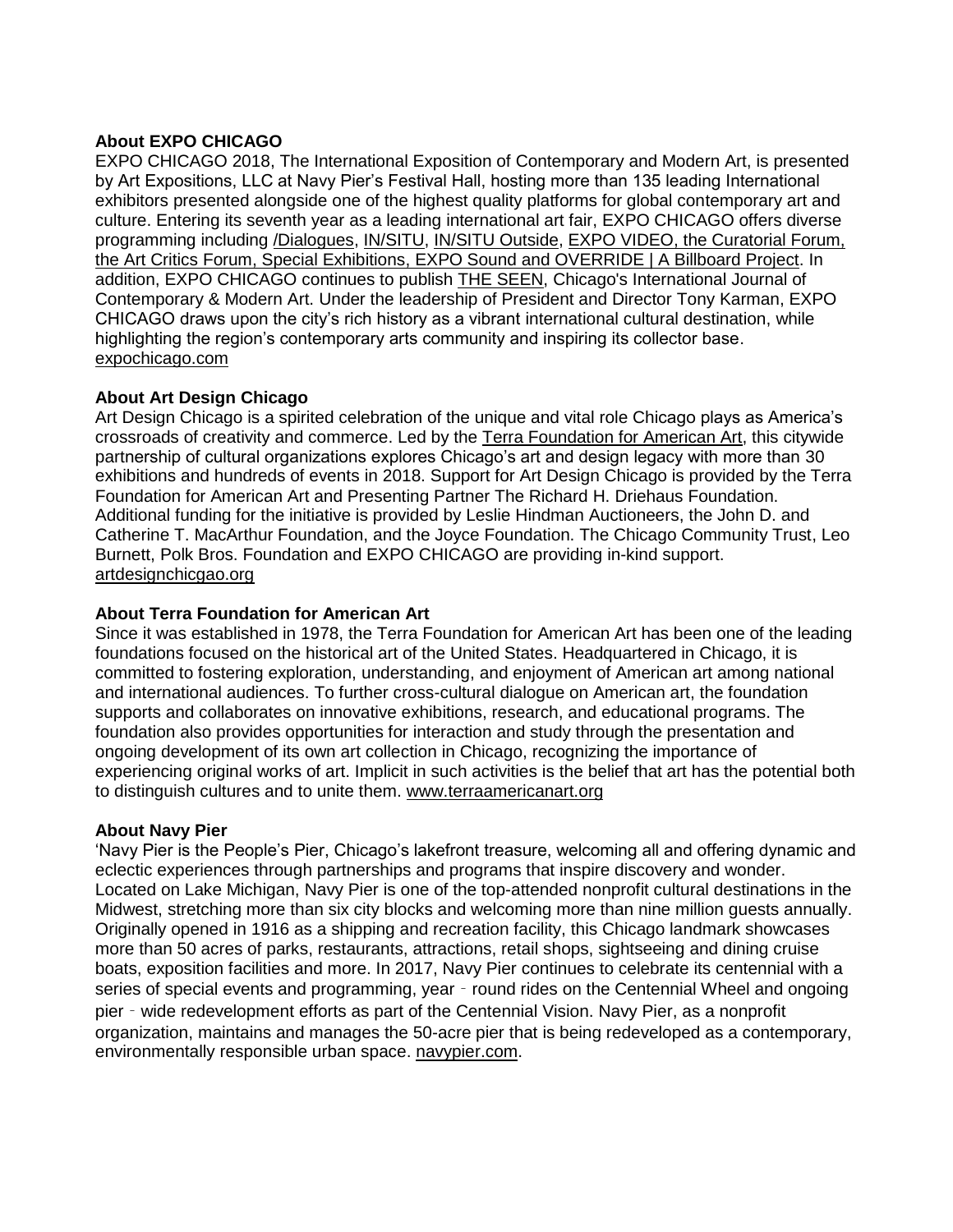**About EXPO CHICAGO**

EXPO CHICAGO 2018, The International Exposition of Contemporary and Modern Art, is presented by Art Expositions, LLC at Navy Pier's Festival Hall, hosting more than 135 leading International exhibitors presented alongside one of the highest quality platforms for global contemporary art and culture. Entering its seventh year as a leading international art fair, EXPO CHICAGO offers diverse programming including /Dialogues, IN/SITU, IN/SITU Outside, EXPO VIDEO, the Curatorial Forum, the Art Critics Forum, Special Exhibitions, EXPO Sound and OVERRIDE | A Billboard Project. In addition, EXPO CHICAGO continues to publish THE SEEN, Chicago's International Journal of Contemporary & Modern Art. Under the leadership of President and Director Tony Karman, EXPO CHICAGO draws upon the city's rich history as a vibrant international cultural destination, while highlighting the region's contemporary arts community and inspiring its collector base. expochicago.com

**About Art Design Chicago**

Art Design Chicago is a spirited celebration of the unique and vital role Chicago plays as America's crossroads of creativity and commerce. Led by the Terra Foundation for American Art, this citywide partnership of cultural organizations explores Chicago's art and design legacy with more than 30 exhibitions and hundreds of events in 2018. Support for Art Design Chicago is provided by the Terra Foundation for American Art and Presenting Partner The Richard H. Driehaus Foundation. Additional funding for the initiative is provided by Leslie Hindman Auctioneers, the John D. and Catherine T. MacArthur Foundation, and the Joyce Foundation. The Chicago Community Trust, Leo Burnett, Polk Bros. Foundation and EXPO CHICAGO are providing in-kind support. artdesignchicgao.org

**About Terra Foundation for American Art**

Since it was established in 1978, the Terra Foundation for American Art has been one of the leading foundations focused on the historical art of the United States. Headquartered in Chicago, it is committed to fostering exploration, understanding, and enjoyment of American art among national and international audiences. To further cross-cultural dialogue on American art, the foundation supports and collaborates on innovative exhibitions, research, and educational programs. The foundation also provides opportunities for interaction and study through the presentation and ongoing development of its own art collection in Chicago, recognizing the importance of experiencing original works of art. Implicit in such activities is the belief that art has the potential both to distinguish cultures and to unite them. www.terraamericanart.org

**About Navy Pier**

'Navy Pier is the People's Pier, Chicago's lakefront treasure, welcoming all and offering dynamic and eclectic experiences through partnerships and programs that inspire discovery and wonder. Located on Lake Michigan, Navy Pier is one of the top-attended nonprofit cultural destinations in the Midwest, stretching more than six city blocks and welcoming more than nine million guests annually. Originally opened in 1916 as a shipping and recreation facility, this Chicago landmark showcases more than 50 acres of parks, restaurants, attractions, retail shops, sightseeing and dining cruise boats, exposition facilities and more. In 2017, Navy Pier continues to celebrate its centennial with a series of special events and programming, year‐round rides on the Centennial Wheel and ongoing pier‐wide redevelopment efforts as part of the Centennial Vision. Navy Pier, as a nonprofit organization, maintains and manages the 50-acre pier that is being redeveloped as a contemporary, environmentally responsible urban space. navypier.com.